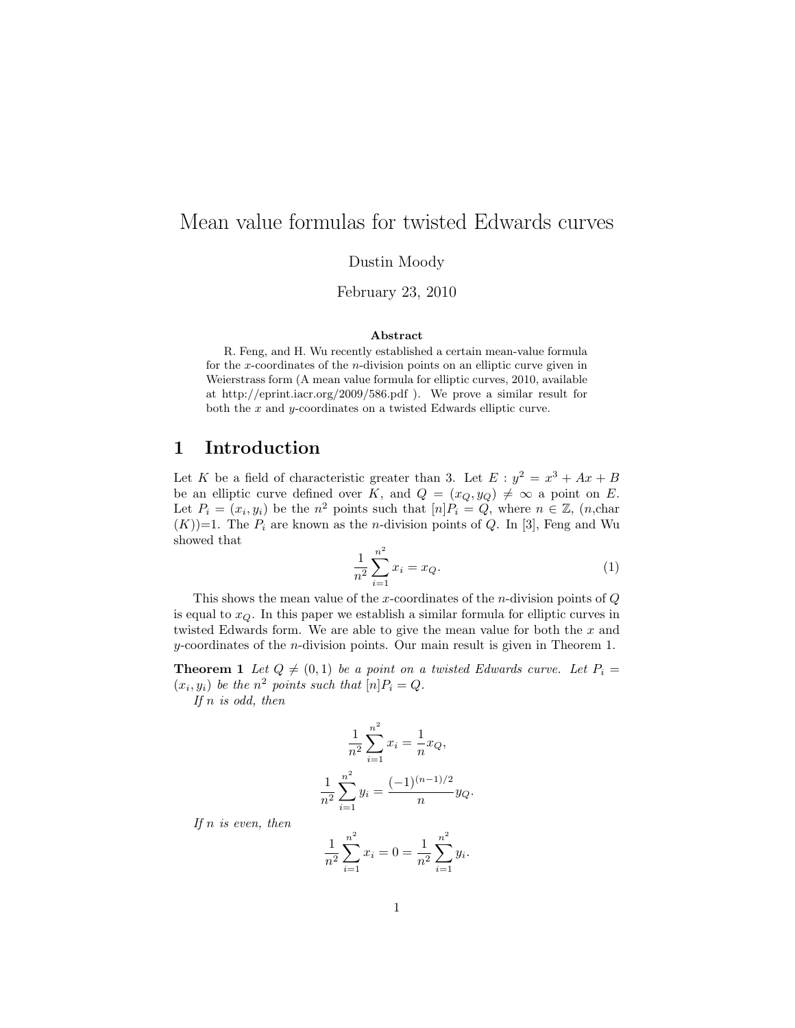# Mean value formulas for twisted Edwards curves

Dustin Moody

February 23, 2010

**Abstract**

R. Feng, and H. Wu recently established a certain mean-value formula for the $x$-coordinates of the $n$-division points on an elliptic curve given in Weierstrass form (A mean value formula for elliptic curves, 2010, available at http://eprint.iacr.org/2009/586.pdf ). We prove a similar result for both the $x$ and $y$-coordinates on a twisted Edwards elliptic curve.

## 1 Introduction

Let $K$ be a field of characteristic greater than 3. Let $E : y^2 = x^3 + Ax + B$ be an elliptic curve defined over $K$, and $Q = (x_Q, y_Q) \neq \infty$ a point on $E$. Let $P_i = (x_i, y_i)$ be the $n^2$ points such that $[n]P_i = Q$, where $n \in \mathbb{Z}$, $(n,\text{char}(K))=1$. The $P_i$ are known as the $n$-division points of $Q$. In [3], Feng and Wu showed that

$$\frac{1}{n^2}\sum_{i=1}^{n^2} x_i = x_Q. \tag{1}$$

This shows the mean value of the $x$-coordinates of the $n$-division points of $Q$ is equal to $x_Q$. In this paper we establish a similar formula for elliptic curves in twisted Edwards form. We are able to give the mean value for both the $x$ and $y$-coordinates of the $n$-division points. Our main result is given in Theorem 1.

**Theorem 1** *Let $Q \neq (0, 1)$ be a point on a twisted Edwards curve. Let $P_i = (x_i, y_i)$ be the $n^2$ points such that $[n]P_i = Q$.*

*If $n$ is odd, then*

$$\frac{1}{n^2}\sum_{i=1}^{n^2} x_i = \frac{1}{n}x_Q,$$

$$\frac{1}{n^2}\sum_{i=1}^{n^2} y_i = \frac{(-1)^{(n-1)/2}}{n}y_Q.$$

*If $n$ is even, then*

$$\frac{1}{n^2}\sum_{i=1}^{n^2} x_i = 0 = \frac{1}{n^2}\sum_{i=1}^{n^2} y_i.$$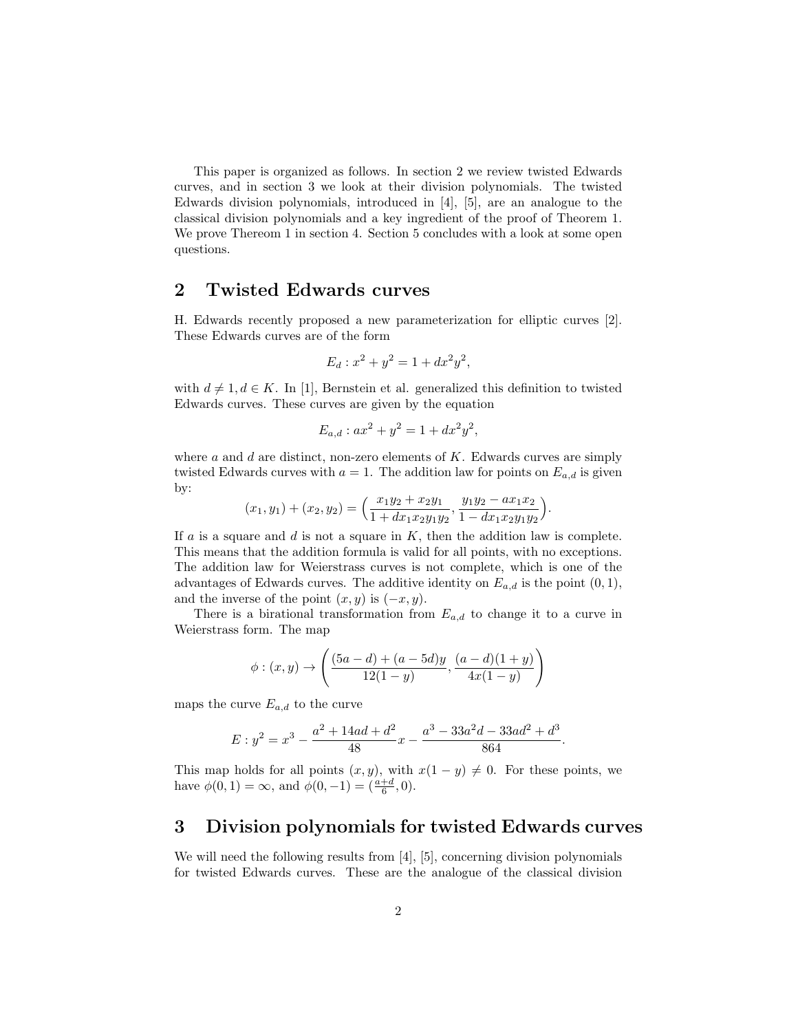This paper is organized as follows. In section 2 we review twisted Edwards curves, and in section 3 we look at their division polynomials. The twisted Edwards division polynomials, introduced in [4], [5], are an analogue to the classical division polynomials and a key ingredient of the proof of Theorem 1. We prove Thereom 1 in section 4. Section 5 concludes with a look at some open questions.

## 2 Twisted Edwards curves

H. Edwards recently proposed a new parameterization for elliptic curves [2]. These Edwards curves are of the form

$$E_d : x^2 + y^2 = 1 + dx^2y^2,$$

with $d \neq 1, d \in K$. In [1], Bernstein et al. generalized this definition to twisted Edwards curves. These curves are given by the equation

$$E_{a,d} : ax^2 + y^2 = 1 + dx^2y^2,$$

where $a$ and $d$ are distinct, non-zero elements of $K$. Edwards curves are simply twisted Edwards curves with $a = 1$. The addition law for points on $E_{a,d}$ is given by:

$$(x_1, y_1) + (x_2, y_2) = \Big(\frac{x_1y_2 + x_2y_1}{1 + dx_1x_2y_1y_2}, \frac{y_1y_2 - ax_1x_2}{1 - dx_1x_2y_1y_2}\Big).$$

If $a$ is a square and $d$ is not a square in $K$, then the addition law is complete. This means that the addition formula is valid for all points, with no exceptions. The addition law for Weierstrass curves is not complete, which is one of the advantages of Edwards curves. The additive identity on $E_{a,d}$ is the point $(0, 1)$, and the inverse of the point $(x, y)$ is $(-x, y)$.

There is a birational transformation from $E_{a,d}$ to change it to a curve in Weierstrass form. The map

$$\phi : (x, y) \to \left(\frac{(5a - d) + (a - 5d)y}{12(1 - y)}, \frac{(a - d)(1 + y)}{4x(1 - y)}\right)$$

maps the curve $E_{a,d}$ to the curve

$$E : y^2 = x^3 - \frac{a^2 + 14ad + d^2}{48}x - \frac{a^3 - 33a^2d - 33ad^2 + d^3}{864}.$$

This map holds for all points $(x, y)$, with $x(1 - y) \neq 0$. For these points, we have $\phi(0, 1) = \infty$, and $\phi(0, -1) = (\frac{a+d}{6}, 0)$.

## 3 Division polynomials for twisted Edwards curves

We will need the following results from [4], [5], concerning division polynomials for twisted Edwards curves. These are the analogue of the classical division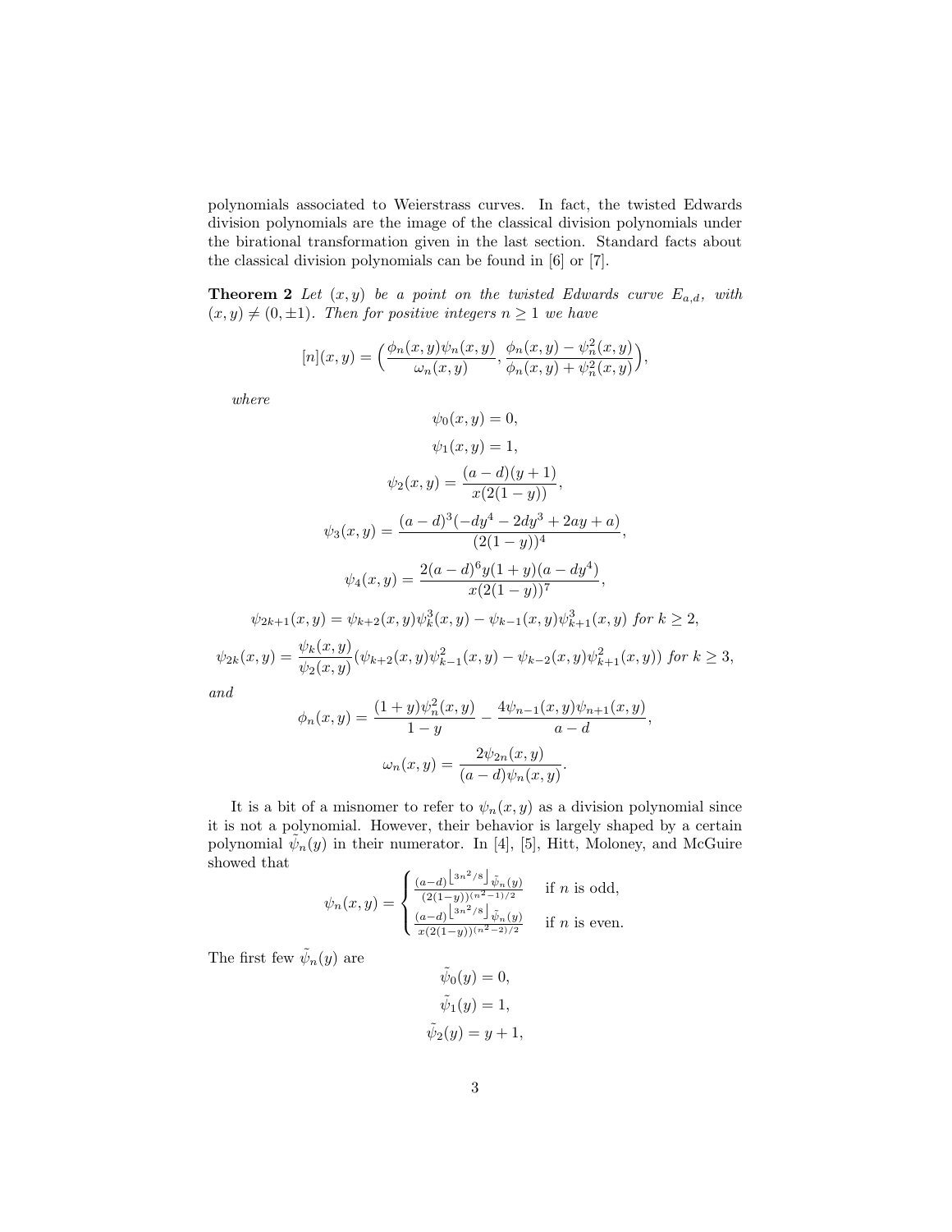polynomials associated to Weierstrass curves. In fact, the twisted Edwards division polynomials are the image of the classical division polynomials under the birational transformation given in the last section. Standard facts about the classical division polynomials can be found in [6] or [7].

**Theorem 2** *Let $(x, y)$ be a point on the twisted Edwards curve $E_{a,d}$, with $(x, y) \neq (0, \pm 1)$. Then for positive integers $n \geq 1$ we have*

$$[n](x, y) = \Big(\frac{\phi_n(x, y)\psi_n(x, y)}{\omega_n(x, y)}, \frac{\phi_n(x, y) - \psi_n^2(x, y)}{\phi_n(x, y) + \psi_n^2(x, y)}\Big),$$

*where*

$$\psi_0(x, y) = 0,$$

$$\psi_1(x, y) = 1,$$

$$\psi_2(x, y) = \frac{(a - d)(y + 1)}{x(2(1 - y))},$$

$$\psi_3(x, y) = \frac{(a - d)^3(-dy^4 - 2dy^3 + 2ay + a)}{(2(1 - y))^4},$$

$$\psi_4(x, y) = \frac{2(a - d)^6 y(1 + y)(a - dy^4)}{x(2(1 - y))^7},$$

$$\psi_{2k+1}(x, y) = \psi_{k+2}(x, y)\psi_k^3(x, y) - \psi_{k-1}(x, y)\psi_{k+1}^3(x, y) \text{ for } k \geq 2,$$

$$\psi_{2k}(x, y) = \frac{\psi_k(x, y)}{\psi_2(x, y)}(\psi_{k+2}(x, y)\psi_{k-1}^2(x, y) - \psi_{k-2}(x, y)\psi_{k+1}^2(x, y)) \text{ for } k \geq 3,$$

*and*

$$\phi_n(x, y) = \frac{(1 + y)\psi_n^2(x, y)}{1 - y} - \frac{4\psi_{n-1}(x, y)\psi_{n+1}(x, y)}{a - d},$$

$$\omega_n(x, y) = \frac{2\psi_{2n}(x, y)}{(a - d)\psi_n(x, y)}.$$

It is a bit of a misnomer to refer to $\psi_n(x, y)$ as a division polynomial since it is not a polynomial. However, their behavior is largely shaped by a certain polynomial $\tilde{\psi}_n(y)$ in their numerator. In [4], [5], Hitt, Moloney, and McGuire showed that

$$\psi_n(x, y) = \begin{cases} \frac{(a-d)^{\lfloor 3n^2/8 \rfloor}\tilde{\psi}_n(y)}{(2(1-y))^{(n^2-1)/2}} & \text{if } n \text{ is odd,} \\ \frac{(a-d)^{\lfloor 3n^2/8 \rfloor}\tilde{\psi}_n(y)}{x(2(1-y))^{(n^2-2)/2}} & \text{if } n \text{ is even.} \end{cases}$$

The first few $\tilde{\psi}_n(y)$ are

$$\tilde{\psi}_0(y) = 0,$$

$$\tilde{\psi}_1(y) = 1,$$

$$\tilde{\psi}_2(y) = y + 1,$$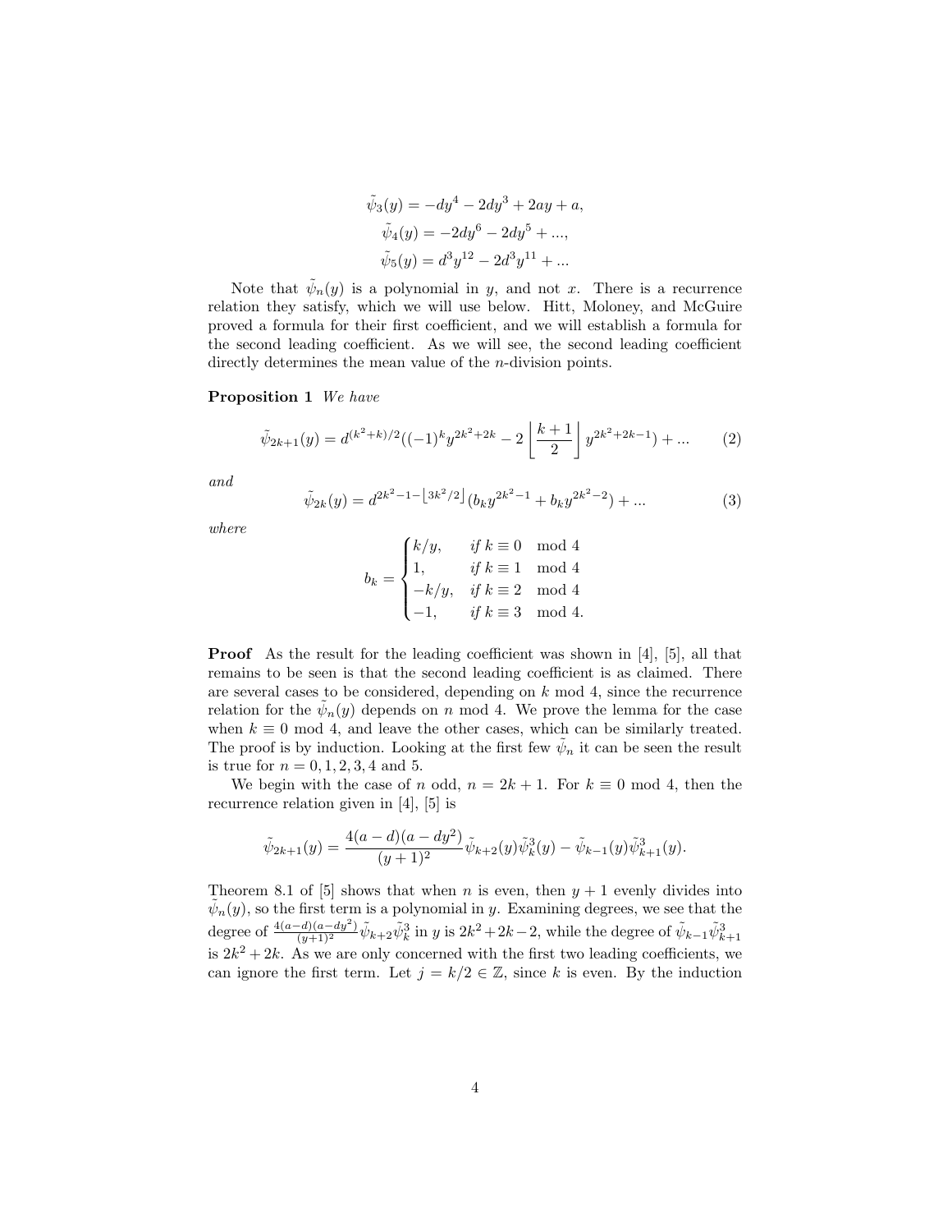$$\tilde{\psi}_3(y) = -dy^4 - 2dy^3 + 2ay + a,$$
$$\tilde{\psi}_4(y) = -2dy^6 - 2dy^5 + ...,$$
$$\tilde{\psi}_5(y) = d^3y^{12} - 2d^3y^{11} + ...$$

Note that $\tilde{\psi}_n(y)$ is a polynomial in $y$, and not $x$. There is a recurrence relation they satisfy, which we will use below. Hitt, Moloney, and McGuire proved a formula for their first coefficient, and we will establish a formula for the second leading coefficient. As we will see, the second leading coefficient directly determines the mean value of the $n$-division points.

**Proposition 1** *We have*

$$\tilde{\psi}_{2k+1}(y) = d^{(k^2+k)/2}((-1)^k y^{2k^2+2k} - 2\left\lfloor \frac{k+1}{2} \right\rfloor y^{2k^2+2k-1}) + ... \tag{2}$$

*and*

$$\tilde{\psi}_{2k}(y) = d^{2k^2-1-\lfloor 3k^2/2 \rfloor}(b_k y^{2k^2-1} + b_k y^{2k^2-2}) + ... \tag{3}$$

*where*

$$b_k = \begin{cases} k/y, & \text{if } k \equiv 0 \mod 4 \\ 1, & \text{if } k \equiv 1 \mod 4 \\ -k/y, & \text{if } k \equiv 2 \mod 4 \\ -1, & \text{if } k \equiv 3 \mod 4. \end{cases}$$

**Proof** As the result for the leading coefficient was shown in [4], [5], all that remains to be seen is that the second leading coefficient is as claimed. There are several cases to be considered, depending on $k$ mod 4, since the recurrence relation for the $\tilde{\psi}_n(y)$ depends on $n$ mod 4. We prove the lemma for the case when $k \equiv 0$ mod 4, and leave the other cases, which can be similarly treated. The proof is by induction. Looking at the first few $\tilde{\psi}_n$ it can be seen the result is true for $n = 0, 1, 2, 3, 4$ and 5.

We begin with the case of $n$ odd, $n = 2k + 1$. For $k \equiv 0$ mod 4, then the recurrence relation given in [4], [5] is

$$\tilde{\psi}_{2k+1}(y) = \frac{4(a-d)(a-dy^2)}{(y+1)^2}\tilde{\psi}_{k+2}(y)\tilde{\psi}_k^3(y) - \tilde{\psi}_{k-1}(y)\tilde{\psi}_{k+1}^3(y).$$

Theorem 8.1 of [5] shows that when $n$ is even, then $y + 1$ evenly divides into $\tilde{\psi}_n(y)$, so the first term is a polynomial in $y$. Examining degrees, we see that the degree of $\frac{4(a-d)(a-dy^2)}{(y+1)^2}\tilde{\psi}_{k+2}\tilde{\psi}_k^3$ in $y$ is $2k^2+2k-2$, while the degree of $\tilde{\psi}_{k-1}\tilde{\psi}_{k+1}^3$ is $2k^2 + 2k$. As we are only concerned with the first two leading coefficients, we can ignore the first term. Let $j = k/2 \in \mathbb{Z}$, since $k$ is even. By the induction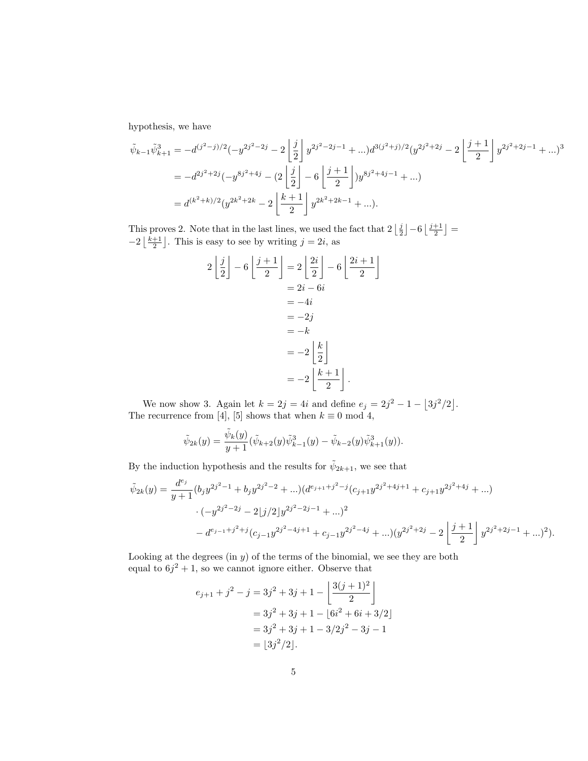hypothesis, we have

$$
\begin{aligned}
\tilde{\psi}_{k-1}\tilde{\psi}_{k+1}^3 &= -d^{(j^2-j)/2}(-y^{2j^2-2j} - 2\left\lfloor \frac{j}{2} \right\rfloor y^{2j^2-2j-1} + ...)d^{3(j^2+j)/2}(y^{2j^2+2j} - 2\left\lfloor \frac{j+1}{2} \right\rfloor y^{2j^2+2j-1} + ...)^3 \\
&= -d^{2j^2+2j}(-y^{8j^2+4j} - (2\left\lfloor \frac{j}{2} \right\rfloor - 6\left\lfloor \frac{j+1}{2} \right\rfloor)y^{8j^2+4j-1} + ...) \\
&= d^{(k^2+k)/2}(y^{2k^2+2k} - 2\left\lfloor \frac{k+1}{2} \right\rfloor y^{2k^2+2k-1} + ...).
\end{aligned}
$$

This proves 2. Note that in the last lines, we used the fact that $2\left\lfloor \frac{j}{2} \right\rfloor - 6\left\lfloor \frac{j+1}{2} \right\rfloor = -2\left\lfloor \frac{k+1}{2} \right\rfloor$. This is easy to see by writing $j = 2i$, as

$$
\begin{aligned}
2\left\lfloor \frac{j}{2} \right\rfloor - 6\left\lfloor \frac{j+1}{2} \right\rfloor &= 2\left\lfloor \frac{2i}{2} \right\rfloor - 6\left\lfloor \frac{2i+1}{2} \right\rfloor \\
&= 2i - 6i \\
&= -4i \\
&= -2j \\
&= -k \\
&= -2\left\lfloor \frac{k}{2} \right\rfloor \\
&= -2\left\lfloor \frac{k+1}{2} \right\rfloor.
\end{aligned}
$$

We now show 3. Again let $k = 2j = 4i$ and define $e_j = 2j^2 - 1 - \lfloor 3j^2/2 \rfloor$. The recurrence from [4], [5] shows that when $k \equiv 0 \bmod 4$,

$$
\tilde{\psi}_{2k}(y) = \frac{\tilde{\psi}_k(y)}{y+1}(\tilde{\psi}_{k+2}(y)\tilde{\psi}_{k-1}^3(y) - \tilde{\psi}_{k-2}(y)\tilde{\psi}_{k+1}^3(y)).
$$

By the induction hypothesis and the results for $\tilde{\psi}_{2k+1}$, we see that

$$
\begin{aligned}
\tilde{\psi}_{2k}(y) = \frac{d^{e_j}}{y+1}&(b_j y^{2j^2-1} + b_j y^{2j^2-2} + ...)(d^{e_{j+1}+j^2-j}(c_{j+1}y^{2j^2+4j+1} + c_{j+1}y^{2j^2+4j} + ...) \\
&\cdot (-y^{2j^2-2j} - 2\lfloor j/2 \rfloor y^{2j^2-2j-1} + ...)^2 \\
&- d^{e_{j-1}+j^2+j}(c_{j-1}y^{2j^2-4j+1} + c_{j-1}y^{2j^2-4j} + ...)(y^{2j^2+2j} - 2\left\lfloor \frac{j+1}{2} \right\rfloor y^{2j^2+2j-1} + ...)^2).
\end{aligned}
$$

Looking at the degrees (in $y$) of the terms of the binomial, we see they are both equal to $6j^2 + 1$, so we cannot ignore either. Observe that

$$
\begin{aligned}
e_{j+1} + j^2 - j &= 3j^2 + 3j + 1 - \left\lfloor \frac{3(j+1)^2}{2} \right\rfloor \\
&= 3j^2 + 3j + 1 - \lfloor 6i^2 + 6i + 3/2 \rfloor \\
&= 3j^2 + 3j + 1 - 3/2j^2 - 3j - 1 \\
&= \lfloor 3j^2/2 \rfloor.
\end{aligned}
$$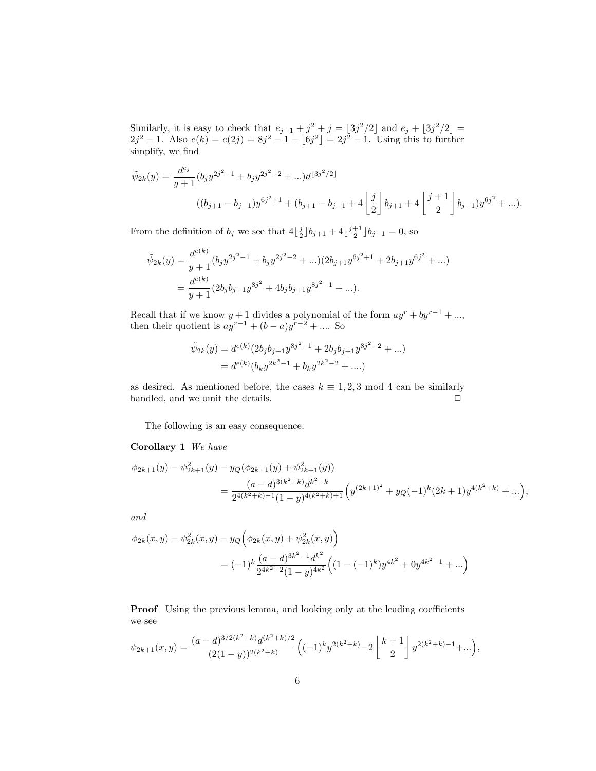Similarly, it is easy to check that $e_{j-1} + j^2 + j = \lfloor 3j^2/2 \rfloor$ and $e_j + \lfloor 3j^2/2 \rfloor = 2j^2 - 1$. Also $e(k) = e(2j) = 8j^2 - 1 - \lfloor 6j^2 \rfloor = 2j^2 - 1$. Using this to further simplify, we find

$$\tilde{\psi}_{2k}(y) = \frac{d^{e_j}}{y+1}(b_j y^{2j^2-1} + b_j y^{2j^2-2} + ...)d^{\lfloor 3j^2/2 \rfloor}$$
$$((b_{j+1} - b_{j-1})y^{6j^2+1} + (b_{j+1} - b_{j-1} + 4\left\lfloor \frac{j}{2} \right\rfloor b_{j+1} + 4\left\lfloor \frac{j+1}{2} \right\rfloor b_{j-1})y^{6j^2} + ...).$$

From the definition of $b_j$ we see that $4\lfloor \frac{j}{2} \rfloor b_{j+1} + 4\lfloor \frac{j+1}{2} \rfloor b_{j-1} = 0$, so

$$\begin{aligned}
\tilde{\psi}_{2k}(y) &= \frac{d^{e(k)}}{y+1}(b_j y^{2j^2-1} + b_j y^{2j^2-2} + ...)(2b_{j+1}y^{6j^2+1} + 2b_{j+1}y^{6j^2} + ...) \\
&= \frac{d^{e(k)}}{y+1}(2b_j b_{j+1} y^{8j^2} + 4b_j b_{j+1} y^{8j^2-1} + ...).
\end{aligned}$$

Recall that if we know $y+1$ divides a polynomial of the form $ay^r + by^{r-1} + ...$, then their quotient is $ay^{r-1} + (b-a)y^{r-2} + ....$ So

$$\begin{aligned}
\tilde{\psi}_{2k}(y) &= d^{e(k)}(2b_j b_{j+1} y^{8j^2-1} + 2b_j b_{j+1} y^{8j^2-2} + ...) \\
&= d^{e(k)}(b_k y^{2k^2-1} + b_k y^{2k^2-2} + ....)
\end{aligned}$$

as desired. As mentioned before, the cases $k \equiv 1, 2, 3 \bmod 4$ can be similarly handled, and we omit the details. □

The following is an easy consequence.

**Corollary 1** *We have*

$$\begin{aligned}
&\phi_{2k+1}(y) - \psi_{2k+1}^2(y) - y_Q(\phi_{2k+1}(y) + \psi_{2k+1}^2(y)) \\
&\qquad = \frac{(a-d)^{3(k^2+k)}d^{k^2+k}}{2^{4(k^2+k)-1}(1-y)^{4(k^2+k)+1}}\Big(y^{(2k+1)^2} + y_Q(-1)^k(2k+1)y^{4(k^2+k)} + ...\Big),
\end{aligned}$$

*and*

$$\begin{aligned}
&\phi_{2k}(x,y) - \psi_{2k}^2(x,y) - y_Q\Big(\phi_{2k}(x,y) + \psi_{2k}^2(x,y)\Big) \\
&\qquad = (-1)^k \frac{(a-d)^{3k^2-1}d^{k^2}}{2^{4k^2-2}(1-y)^{4k^2}}\Big((1-(-1)^k)y^{4k^2} + 0y^{4k^2-1} + ...\Big)
\end{aligned}$$

**Proof** Using the previous lemma, and looking only at the leading coefficients we see

$$\psi_{2k+1}(x,y) = \frac{(a-d)^{3/2(k^2+k)}d^{(k^2+k)/2}}{(2(1-y))^{2(k^2+k)}}\Big((-1)^k y^{2(k^2+k)} - 2\left\lfloor \frac{k+1}{2} \right\rfloor y^{2(k^2+k)-1} + ...\Big),$$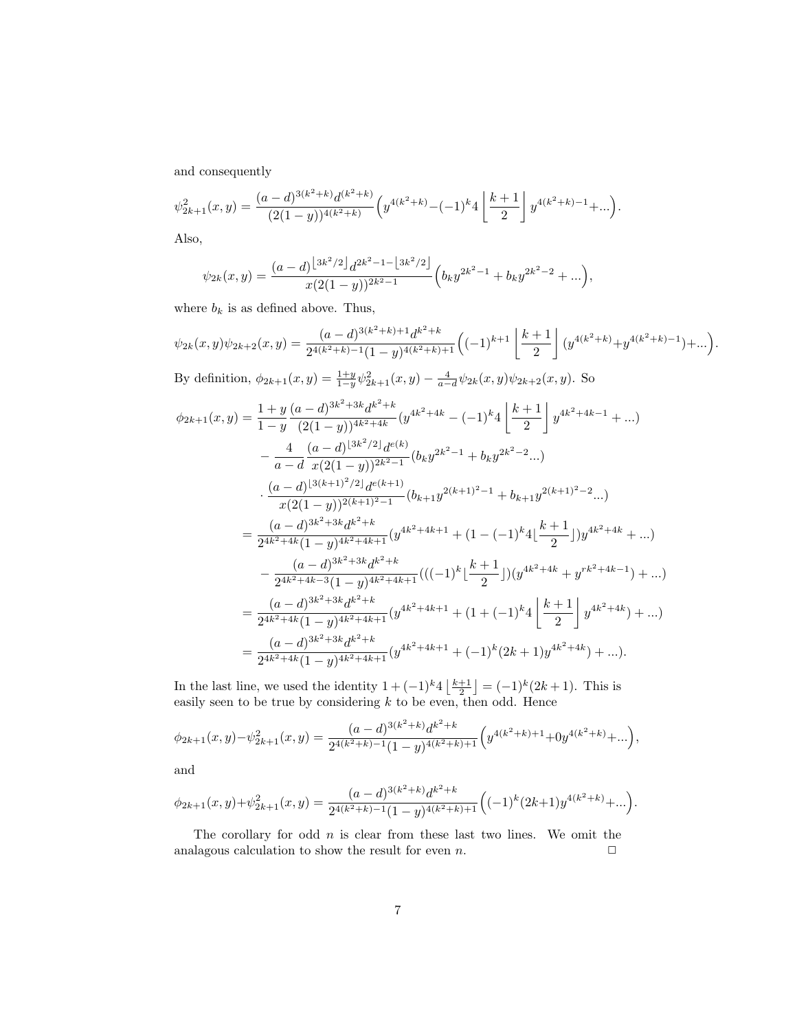and consequently

$$\psi_{2k+1}^2(x,y) = \frac{(a-d)^{3(k^2+k)}d^{(k^2+k)}}{(2(1-y))^{4(k^2+k)}}\Big(y^{4(k^2+k)} - (-1)^k 4\left\lfloor\frac{k+1}{2}\right\rfloor y^{4(k^2+k)-1} + ...\Big).$$

Also,

$$\psi_{2k}(x,y) = \frac{(a-d)^{\lfloor 3k^2/2\rfloor}d^{2k^2-1-\lfloor 3k^2/2\rfloor}}{x(2(1-y))^{2k^2-1}}\Big(b_k y^{2k^2-1} + b_k y^{2k^2-2} + ...\Big),$$

where $b_k$ is as defined above. Thus,

$$\psi_{2k}(x,y)\psi_{2k+2}(x,y) = \frac{(a-d)^{3(k^2+k)+1}d^{k^2+k}}{2^{4(k^2+k)-1}(1-y)^{4(k^2+k)+1}}\Big((-1)^{k+1}\left\lfloor\frac{k+1}{2}\right\rfloor(y^{4(k^2+k)} + y^{4(k^2+k)-1}) + ...\Big).$$

By definition, $\phi_{2k+1}(x,y) = \frac{1+y}{1-y}\psi_{2k+1}^2(x,y) - \frac{4}{a-d}\psi_{2k}(x,y)\psi_{2k+2}(x,y)$. So

$$\begin{aligned}
\phi_{2k+1}(x,y) &= \frac{1+y}{1-y}\frac{(a-d)^{3k^2+3k}d^{k^2+k}}{(2(1-y))^{4k^2+4k}}(y^{4k^2+4k} - (-1)^k 4\left\lfloor\frac{k+1}{2}\right\rfloor y^{4k^2+4k-1} + ...)\\
&\quad - \frac{4}{a-d}\frac{(a-d)^{\lfloor 3k^2/2\rfloor}d^{e(k)}}{x(2(1-y))^{2k^2-1}}(b_k y^{2k^2-1} + b_k y^{2k^2-2}...)\\
&\quad \cdot \frac{(a-d)^{\lfloor 3(k+1)^2/2\rfloor}d^{e(k+1)}}{x(2(1-y))^{2(k+1)^2-1}}(b_{k+1}y^{2(k+1)^2-1} + b_{k+1}y^{2(k+1)^2-2}...)\\
&= \frac{(a-d)^{3k^2+3k}d^{k^2+k}}{2^{4k^2+4k}(1-y)^{4k^2+4k+1}}(y^{4k^2+4k+1} + (1-(-1)^k 4\lfloor\frac{k+1}{2}\rfloor)y^{4k^2+4k} + ...)\\
&\quad - \frac{(a-d)^{3k^2+3k}d^{k^2+k}}{2^{4k^2+4k-3}(1-y)^{4k^2+4k+1}}(((-1)^k\lfloor\frac{k+1}{2}\rfloor)(y^{4k^2+4k} + y^{rk^2+4k-1}) + ...)\\
&= \frac{(a-d)^{3k^2+3k}d^{k^2+k}}{2^{4k^2+4k}(1-y)^{4k^2+4k+1}}(y^{4k^2+4k+1} + (1+(-1)^k 4\left\lfloor\frac{k+1}{2}\right\rfloor y^{4k^2+4k}) + ...)\\
&= \frac{(a-d)^{3k^2+3k}d^{k^2+k}}{2^{4k^2+4k}(1-y)^{4k^2+4k+1}}(y^{4k^2+4k+1} + (-1)^k(2k+1)y^{4k^2+4k}) + ...).
\end{aligned}$$

In the last line, we used the identity $1+(-1)^k 4\left\lfloor\frac{k+1}{2}\right\rfloor = (-1)^k(2k+1)$. This is easily seen to be true by considering $k$ to be even, then odd. Hence

$$\phi_{2k+1}(x,y) - \psi_{2k+1}^2(x,y) = \frac{(a-d)^{3(k^2+k)}d^{k^2+k}}{2^{4(k^2+k)-1}(1-y)^{4(k^2+k)+1}}\Big(y^{4(k^2+k)+1} + 0y^{4(k^2+k)} + ...\Big),$$

and

$$\phi_{2k+1}(x,y) + \psi_{2k+1}^2(x,y) = \frac{(a-d)^{3(k^2+k)}d^{k^2+k}}{2^{4(k^2+k)-1}(1-y)^{4(k^2+k)+1}}\Big((-1)^k(2k+1)y^{4(k^2+k)} + ...\Big).$$

The corollary for odd $n$ is clear from these last two lines. We omit the analagous calculation to show the result for even $n$. □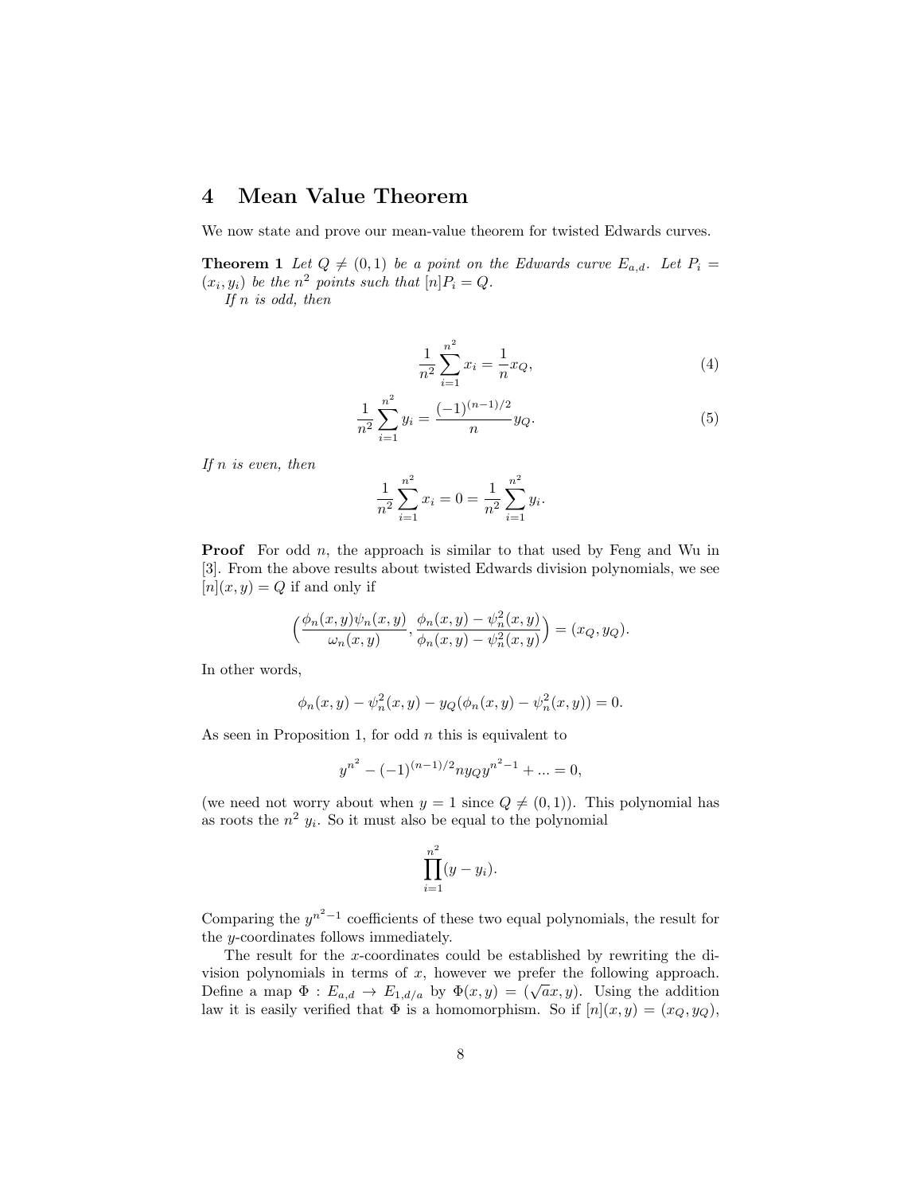# 4 Mean Value Theorem

We now state and prove our mean-value theorem for twisted Edwards curves.

**Theorem 1** *Let $Q \neq (0,1)$ be a point on the Edwards curve $E_{a,d}$. Let $P_i = (x_i, y_i)$ be the $n^2$ points such that $[n]P_i = Q$.*

*If $n$ is odd, then*

$$\frac{1}{n^2}\sum_{i=1}^{n^2} x_i = \frac{1}{n}x_Q, \tag{4}$$

$$\frac{1}{n^2}\sum_{i=1}^{n^2} y_i = \frac{(-1)^{(n-1)/2}}{n}y_Q. \tag{5}$$

*If $n$ is even, then*

$$\frac{1}{n^2}\sum_{i=1}^{n^2} x_i = 0 = \frac{1}{n^2}\sum_{i=1}^{n^2} y_i.$$

**Proof** For odd $n$, the approach is similar to that used by Feng and Wu in [3]. From the above results about twisted Edwards division polynomials, we see $[n](x,y) = Q$ if and only if

$$\Big(\frac{\phi_n(x,y)\psi_n(x,y)}{\omega_n(x,y)}, \frac{\phi_n(x,y) - \psi_n^2(x,y)}{\phi_n(x,y) - \psi_n^2(x,y)}\Big) = (x_Q, y_Q).$$

In other words,

$$\phi_n(x,y) - \psi_n^2(x,y) - y_Q(\phi_n(x,y) - \psi_n^2(x,y)) = 0.$$

As seen in Proposition 1, for odd $n$ this is equivalent to

$$y^{n^2} - (-1)^{(n-1)/2} n y_Q y^{n^2-1} + \ldots = 0,$$

(we need not worry about when $y = 1$ since $Q \neq (0,1)$). This polynomial has as roots the $n^2$ $y_i$. So it must also be equal to the polynomial

$$\prod_{i=1}^{n^2}(y - y_i).$$

Comparing the $y^{n^2-1}$ coefficients of these two equal polynomials, the result for the $y$-coordinates follows immediately.

The result for the $x$-coordinates could be established by rewriting the division polynomials in terms of $x$, however we prefer the following approach. Define a map $\Phi : E_{a,d} \to E_{1,d/a}$ by $\Phi(x,y) = (\sqrt{a}x, y)$. Using the addition law it is easily verified that $\Phi$ is a homomorphism. So if $[n](x,y) = (x_Q, y_Q)$,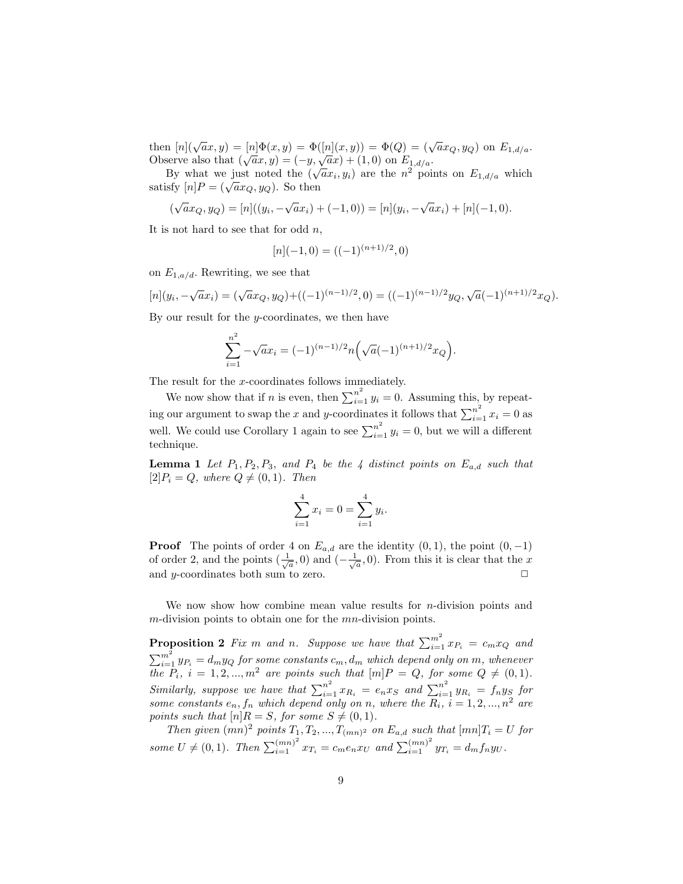then $[n](\sqrt{a}x, y) = [n]\Phi(x, y) = \Phi([n](x, y)) = \Phi(Q) = (\sqrt{a}x_Q, y_Q)$ on $E_{1,d/a}$. Observe also that $(\sqrt{a}x, y) = (-y, \sqrt{a}x) + (1, 0)$ on $E_{1,d/a}$.

By what we just noted the $(\sqrt{a}x_i, y_i)$ are the $n^2$ points on $E_{1,d/a}$ which satisfy $[n]P = (\sqrt{a}x_Q, y_Q)$. So then

$$(\sqrt{a}x_Q, y_Q) = [n]((y_i, -\sqrt{a}x_i) + (-1, 0)) = [n](y_i, -\sqrt{a}x_i) + [n](-1, 0).$$

It is not hard to see that for odd $n$,

$$[n](-1, 0) = ((-1)^{(n+1)/2}, 0)$$

on $E_{1,a/d}$. Rewriting, we see that

$$[n](y_i, -\sqrt{a}x_i) = (\sqrt{a}x_Q, y_Q) + ((-1)^{(n-1)/2}, 0) = ((-1)^{(n-1)/2}y_Q, \sqrt{a}(-1)^{(n+1)/2}x_Q).$$

By our result for the $y$-coordinates, we then have

$$\sum_{i=1}^{n^2} -\sqrt{a}x_i = (-1)^{(n-1)/2} n\Big(\sqrt{a}(-1)^{(n+1)/2}x_Q\Big).$$

The result for the $x$-coordinates follows immediately.

We now show that if $n$ is even, then $\sum_{i=1}^{n^2} y_i = 0$. Assuming this, by repeating our argument to swap the $x$ and $y$-coordinates it follows that $\sum_{i=1}^{n^2} x_i = 0$ as well. We could use Corollary 1 again to see $\sum_{i=1}^{n^2} y_i = 0$, but we will a different technique.

**Lemma 1** *Let $P_1, P_2, P_3$, and $P_4$ be the 4 distinct points on $E_{a,d}$ such that $[2]P_i = Q$, where $Q \neq (0, 1)$. Then*

$$\sum_{i=1}^{4} x_i = 0 = \sum_{i=1}^{4} y_i.$$

**Proof** The points of order 4 on $E_{a,d}$ are the identity $(0, 1)$, the point $(0, -1)$ of order 2, and the points $(\frac{1}{\sqrt{a}}, 0)$ and $(-\frac{1}{\sqrt{a}}, 0)$. From this it is clear that the $x$ and $y$-coordinates both sum to zero. □

We now show how combine mean value results for $n$-division points and $m$-division points to obtain one for the $mn$-division points.

**Proposition 2** *Fix $m$ and $n$. Suppose we have that $\sum_{i=1}^{m^2} x_{P_i} = c_m x_Q$ and $\sum_{i=1}^{m^2} y_{P_i} = d_m y_Q$ for some constants $c_m, d_m$ which depend only on $m$, whenever the $P_i$, $i = 1, 2, ..., m^2$ are points such that $[m]P = Q$, for some $Q \neq (0, 1)$. Similarly, suppose we have that $\sum_{i=1}^{n^2} x_{R_i} = e_n x_S$ and $\sum_{i=1}^{n^2} y_{R_i} = f_n y_S$ for some constants $e_n, f_n$ which depend only on $n$, where the $R_i$, $i = 1, 2, ..., n^2$ are points such that $[n]R = S$, for some $S \neq (0, 1)$.*

*Then given $(mn)^2$ points $T_1, T_2, ..., T_{(mn)^2}$ on $E_{a,d}$ such that $[mn]T_i = U$ for some $U \neq (0, 1)$. Then $\sum_{i=1}^{(mn)^2} x_{T_i} = c_m e_n x_U$ and $\sum_{i=1}^{(mn)^2} y_{T_i} = d_m f_n y_U$.*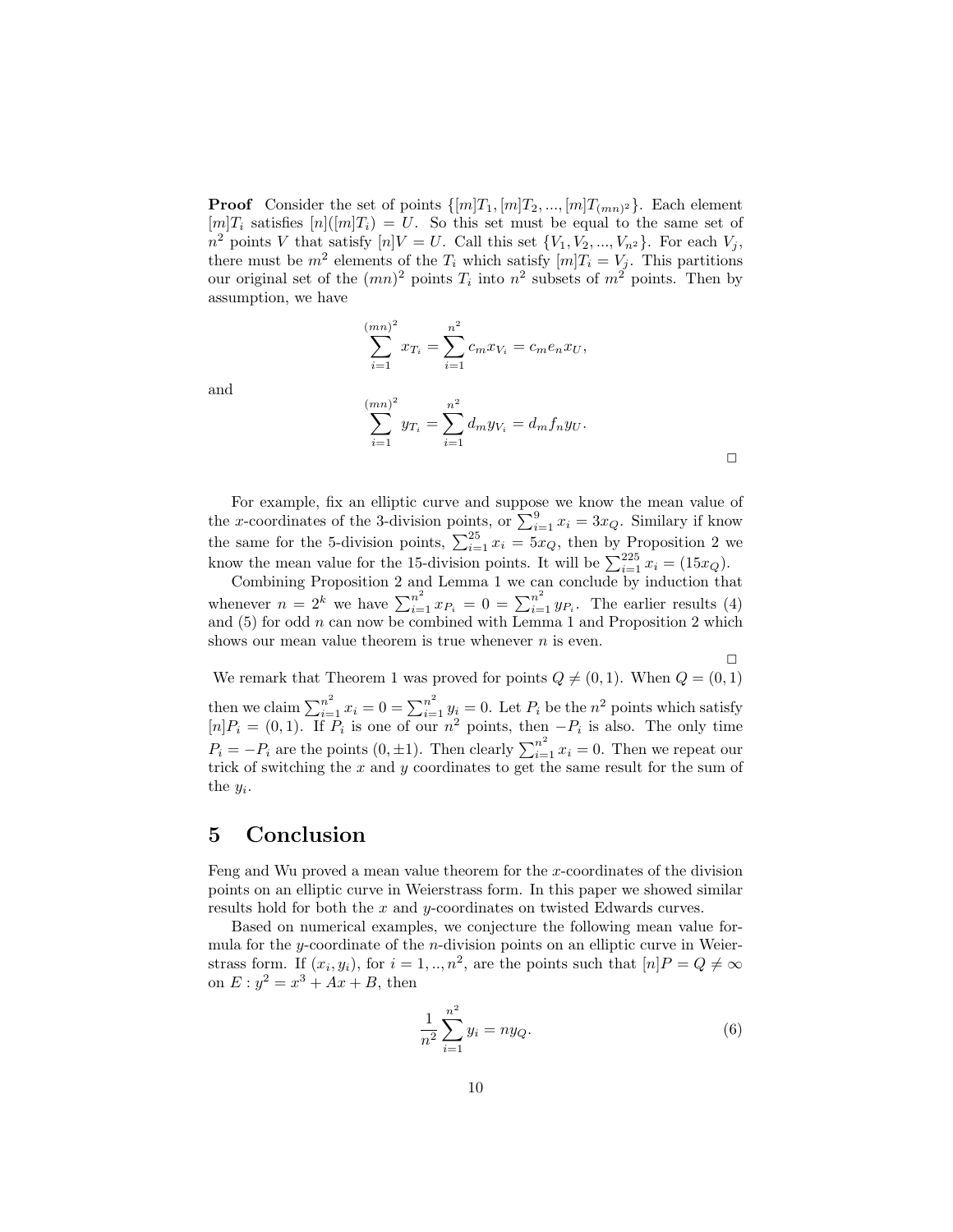**Proof** Consider the set of points $\{[m]T_1, [m]T_2, ..., [m]T_{(mn)^2}\}$. Each element $[m]T_i$ satisfies $[n]([m]T_i) = U$. So this set must be equal to the same set of $n^2$ points $V$ that satisfy $[n]V = U$. Call this set $\{V_1, V_2, ..., V_{n^2}\}$. For each $V_j$, there must be $m^2$ elements of the $T_i$ which satisfy $[m]T_i = V_j$. This partitions our original set of the $(mn)^2$ points $T_i$ into $n^2$ subsets of $m^2$ points. Then by assumption, we have

$$\sum_{i=1}^{(mn)^2} x_{T_i} = \sum_{i=1}^{n^2} c_m x_{V_i} = c_m e_n x_U,$$

and

$$\sum_{i=1}^{(mn)^2} y_{T_i} = \sum_{i=1}^{n^2} d_m y_{V_i} = d_m f_n y_U.$$

□

For example, fix an elliptic curve and suppose we know the mean value of the $x$-coordinates of the 3-division points, or $\sum_{i=1}^{9} x_i = 3x_Q$. Similary if know the same for the 5-division points, $\sum_{i=1}^{25} x_i = 5x_Q$, then by Proposition 2 we know the mean value for the 15-division points. It will be $\sum_{i=1}^{225} x_i = (15x_Q)$.

Combining Proposition 2 and Lemma 1 we can conclude by induction that whenever $n = 2^k$ we have $\sum_{i=1}^{n^2} x_{P_i} = 0 = \sum_{i=1}^{n^2} y_{P_i}$. The earlier results (4) and (5) for odd $n$ can now be combined with Lemma 1 and Proposition 2 which shows our mean value theorem is true whenever $n$ is even.

□

We remark that Theorem 1 was proved for points $Q \neq (0, 1)$. When $Q = (0, 1)$ then we claim $\sum_{i=1}^{n^2} x_i = 0 = \sum_{i=1}^{n^2} y_i = 0$. Let $P_i$ be the $n^2$ points which satisfy $[n]P_i = (0, 1)$. If $P_i$ is one of our $n^2$ points, then $-P_i$ is also. The only time $P_i = -P_i$ are the points $(0, \pm 1)$. Then clearly $\sum_{i=1}^{n^2} x_i = 0$. Then we repeat our trick of switching the $x$ and $y$ coordinates to get the same result for the sum of the $y_i$.

## 5 Conclusion

Feng and Wu proved a mean value theorem for the $x$-coordinates of the division points on an elliptic curve in Weierstrass form. In this paper we showed similar results hold for both the $x$ and $y$-coordinates on twisted Edwards curves.

Based on numerical examples, we conjecture the following mean value formula for the $y$-coordinate of the $n$-division points on an elliptic curve in Weierstrass form. If $(x_i, y_i)$, for $i = 1, .., n^2$, are the points such that $[n]P = Q \neq \infty$ on $E : y^2 = x^3 + Ax + B$, then

$$\frac{1}{n^2} \sum_{i=1}^{n^2} y_i = n y_Q. \tag{6}$$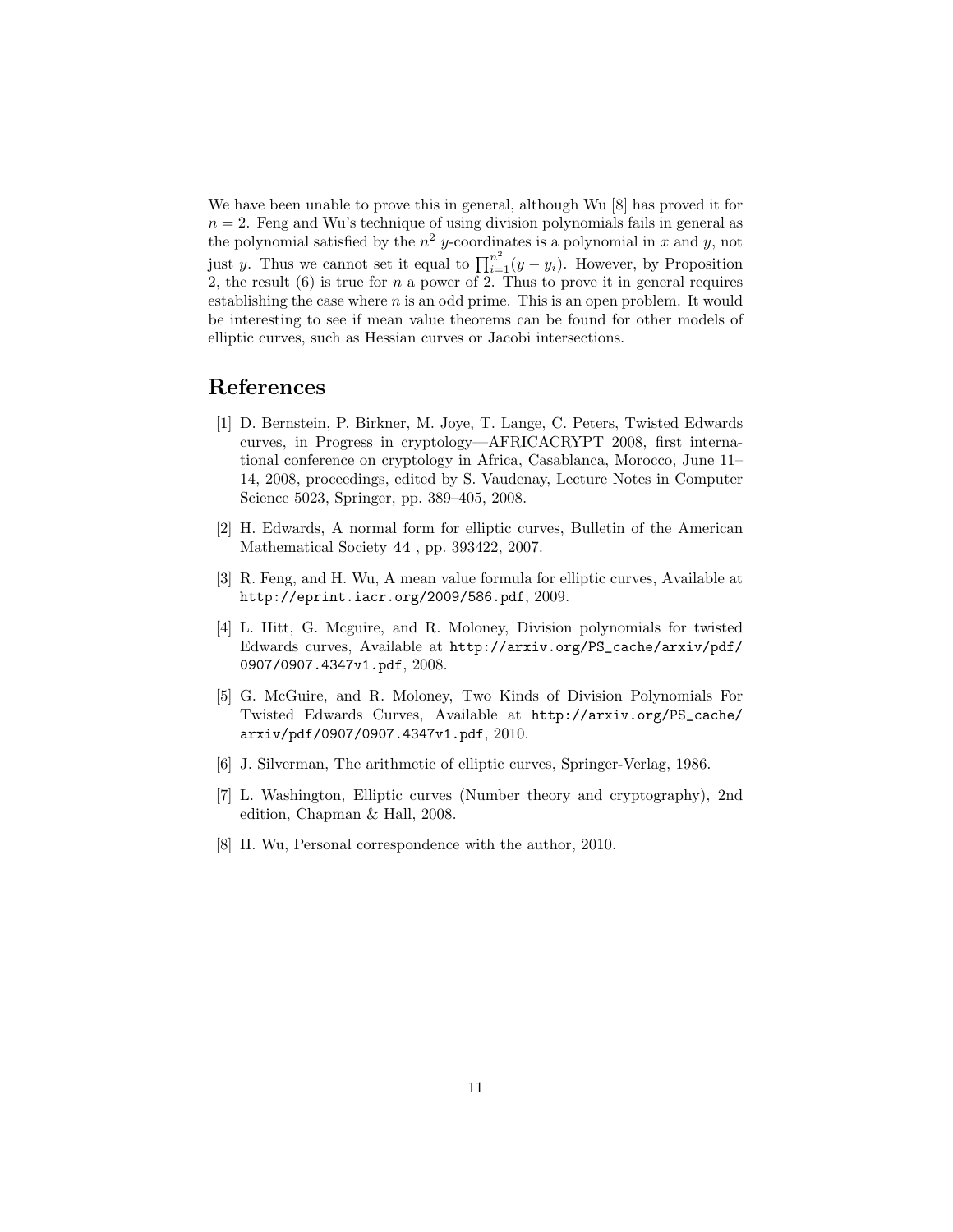We have been unable to prove this in general, although Wu [8] has proved it for $n = 2$. Feng and Wu's technique of using division polynomials fails in general as the polynomial satisfied by the $n^2$ $y$-coordinates is a polynomial in $x$ and $y$, not just $y$. Thus we cannot set it equal to $\prod_{i=1}^{n^2}(y - y_i)$. However, by Proposition 2, the result (6) is true for $n$ a power of 2. Thus to prove it in general requires establishing the case where $n$ is an odd prime. This is an open problem. It would be interesting to see if mean value theorems can be found for other models of elliptic curves, such as Hessian curves or Jacobi intersections.

## References

[1] D. Bernstein, P. Birkner, M. Joye, T. Lange, C. Peters, Twisted Edwards curves, in Progress in cryptology—AFRICACRYPT 2008, first international conference on cryptology in Africa, Casablanca, Morocco, June 11–14, 2008, proceedings, edited by S. Vaudenay, Lecture Notes in Computer Science 5023, Springer, pp. 389–405, 2008.

[2] H. Edwards, A normal form for elliptic curves, Bulletin of the American Mathematical Society **44** , pp. 393422, 2007.

[3] R. Feng, and H. Wu, A mean value formula for elliptic curves, Available at `http://eprint.iacr.org/2009/586.pdf`, 2009.

[4] L. Hitt, G. Mcguire, and R. Moloney, Division polynomials for twisted Edwards curves, Available at `http://arxiv.org/PS_cache/arxiv/pdf/0907/0907.4347v1.pdf`, 2008.

[5] G. McGuire, and R. Moloney, Two Kinds of Division Polynomials For Twisted Edwards Curves, Available at `http://arxiv.org/PS_cache/arxiv/pdf/0907/0907.4347v1.pdf`, 2010.

[6] J. Silverman, The arithmetic of elliptic curves, Springer-Verlag, 1986.

[7] L. Washington, Elliptic curves (Number theory and cryptography), 2nd edition, Chapman & Hall, 2008.

[8] H. Wu, Personal correspondence with the author, 2010.